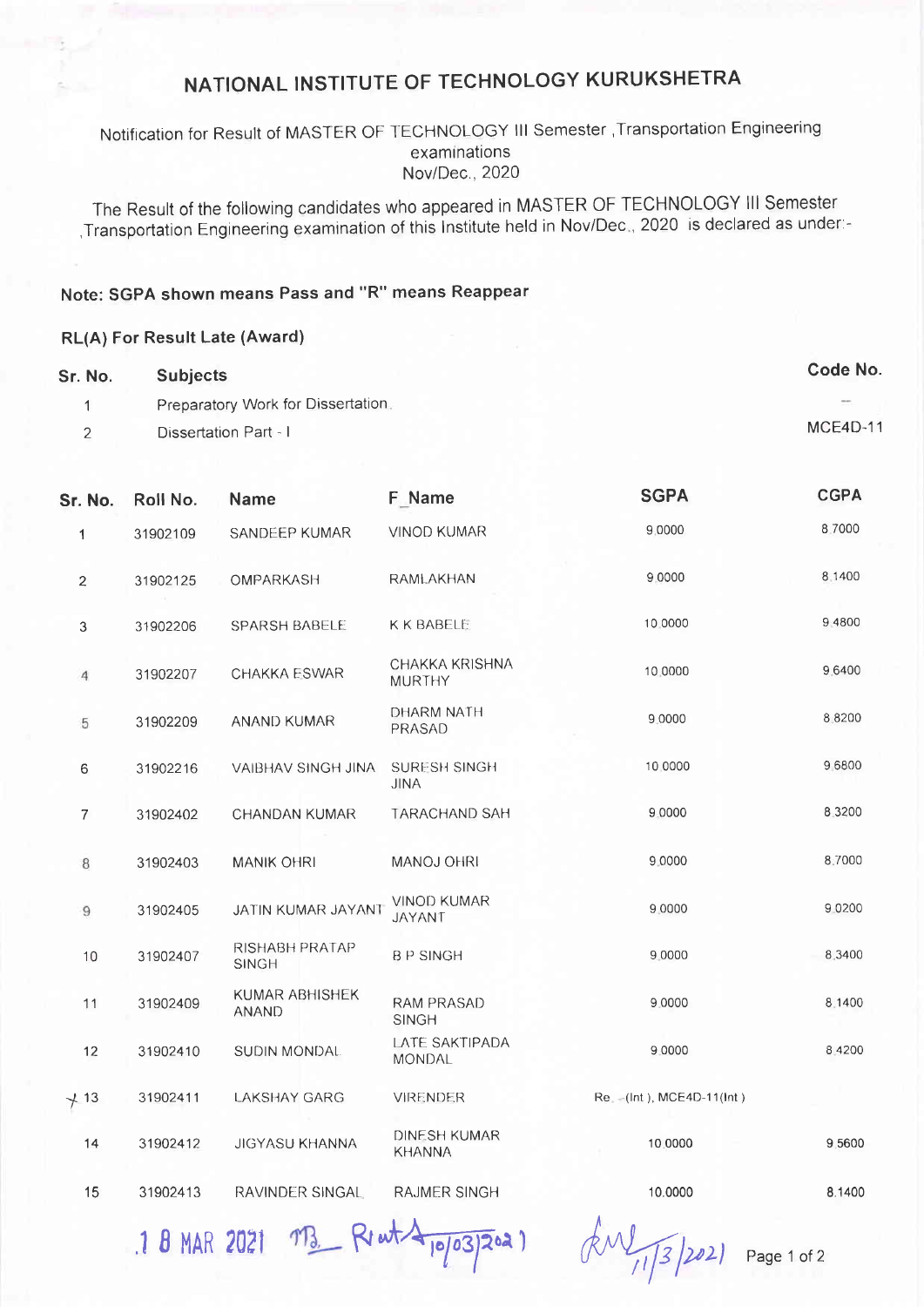# NATIONAL INSTITUTE OF TECHNOLOGY KURUKSHETRA

Notification for Result of MASTER OF TECHNOLOGY III Semester ,Transportation Engineering examinations
Nov/Dec., 2020

The Result of the following candidates who appeared in MASTER OF TECHNOLOGY III Semester ,Transportation Engineering examination of this Institute held in Nov/Dec., 2020 is declared as under:-

**Note: SGPA shown means Pass and "R" means Reappear**

**RL(A) For Result Late (Award)**

| Sr. No. | Subjects | Code No. |
|---|---|---|
| 1 | Preparatory Work for Dissertation | -- |
| 2 | Dissertation Part - I | MCE4D-11 |

| Sr. No. | Roll No. | Name | F_Name | SGPA | CGPA |
|---|---|---|---|---|---|
| 1 | 31902109 | SANDEEP KUMAR | VINOD KUMAR | 9.0000 | 8.7000 |
| 2 | 31902125 | OMPARKASH | RAMLAKHAN | 9.0000 | 8.1400 |
| 3 | 31902206 | SPARSH BABELE | K K BABELE | 10.0000 | 9.4800 |
| 4 | 31902207 | CHAKKA ESWAR | CHAKKA KRISHNA MURTHY | 10.0000 | 9.6400 |
| 5 | 31902209 | ANAND KUMAR | DHARM NATH PRASAD | 9.0000 | 8.8200 |
| 6 | 31902216 | VAIBHAV SINGH JINA | SURESH SINGH JINA | 10.0000 | 9.6800 |
| 7 | 31902402 | CHANDAN KUMAR | TARACHAND SAH | 9.0000 | 8.3200 |
| 8 | 31902403 | MANIK OHRI | MANOJ OHRI | 9.0000 | 8.7000 |
| 9 | 31902405 | JATIN KUMAR JAYANT | VINOD KUMAR JAYANT | 9.0000 | 9.0200 |
| 10 | 31902407 | RISHABH PRATAP SINGH | B P SINGH | 9.0000 | 8.3400 |
| 11 | 31902409 | KUMAR ABHISHEK ANAND | RAM PRASAD SINGH | 9.0000 | 8.1400 |
| 12 | 31902410 | SUDIN MONDAL | LATE SAKTIPADA MONDAL | 9.0000 | 8.4200 |
| 13 | 31902411 | LAKSHAY GARG | VIRENDER | Re. -(Int ), MCE4D-11(Int ) | |
| 14 | 31902412 | JIGYASU KHANNA | DINESH KUMAR KHANNA | 10.0000 | 9.5600 |
| 15 | 31902413 | RAVINDER SINGAL | RAJMER SINGH | 10.0000 | 8.1400 |

18 MAR 2021 10/03/2021 11/3/2021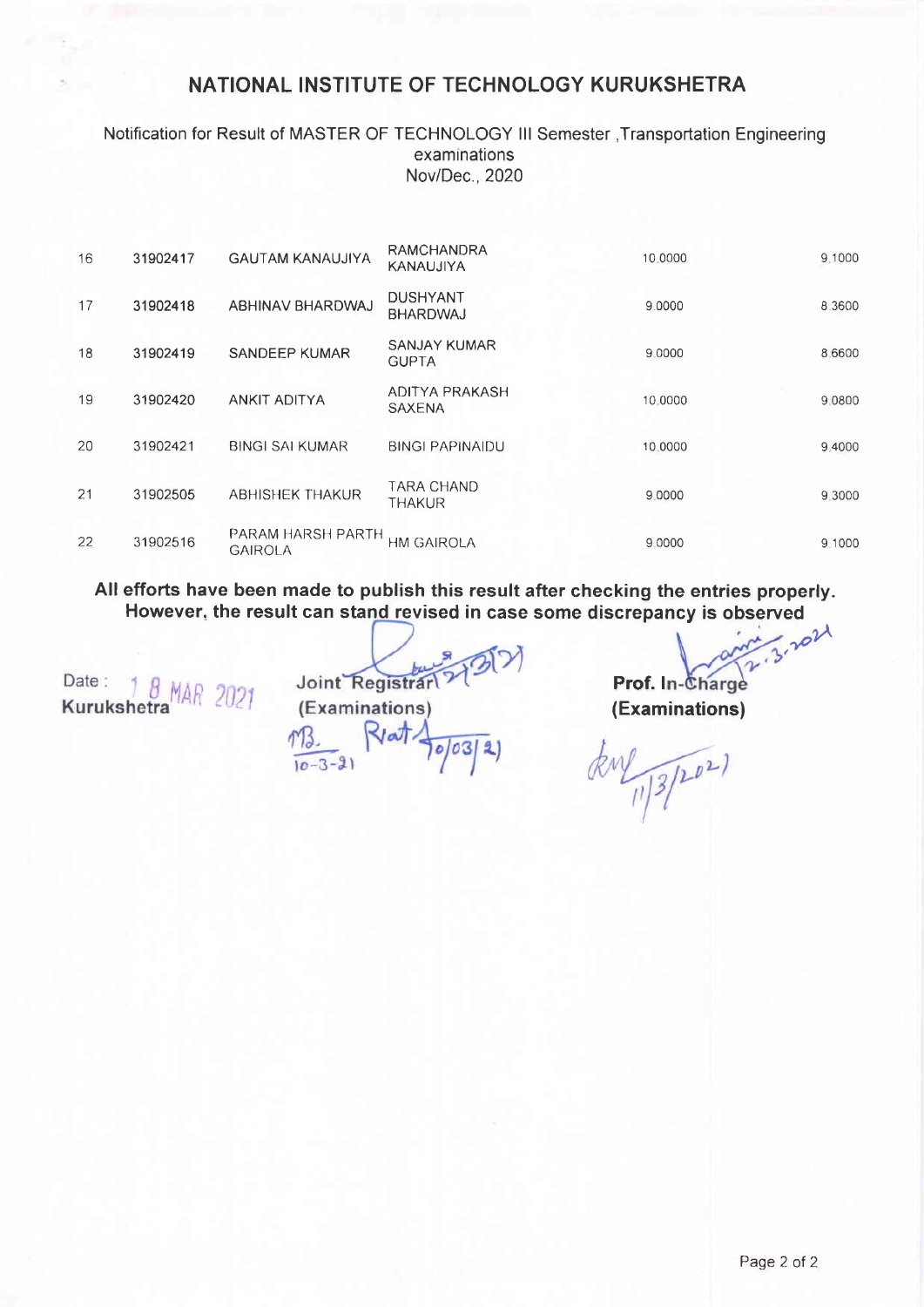# NATIONAL INSTITUTE OF TECHNOLOGY KURUKSHETRA

Notification for Result of MASTER OF TECHNOLOGY III Semester ,Transportation Engineering examinations
Nov/Dec., 2020

| | | | | | |
|---|---|---|---|---|---|
| 16 | 31902417 | GAUTAM KANAUJIYA | RAMCHANDRA KANAUJIYA | 10.0000 | 9.1000 |
| 17 | 31902418 | ABHINAV BHARDWAJ | DUSHYANT BHARDWAJ | 9.0000 | 8.3600 |
| 18 | 31902419 | SANDEEP KUMAR | SANJAY KUMAR GUPTA | 9.0000 | 8.6600 |
| 19 | 31902420 | ANKIT ADITYA | ADITYA PRAKASH SAXENA | 10.0000 | 9.0800 |
| 20 | 31902421 | BINGI SAI KUMAR | BINGI PAPINAIDU | 10.0000 | 9.4000 |
| 21 | 31902505 | ABHISHEK THAKUR | TARA CHAND THAKUR | 9.0000 | 9.3000 |
| 22 | 31902516 | PARAM HARSH PARTH GAIROLA | HM GAIROLA | 9.0000 | 9.1000 |

**All efforts have been made to publish this result after checking the entries properly. However, the result can stand revised in case some discrepancy is observed**

Date : 18 MAR 2021
**Kurukshetra**

**Joint Registrar**
**(Examinations)**

**Prof. In-Charge**
**(Examinations)**